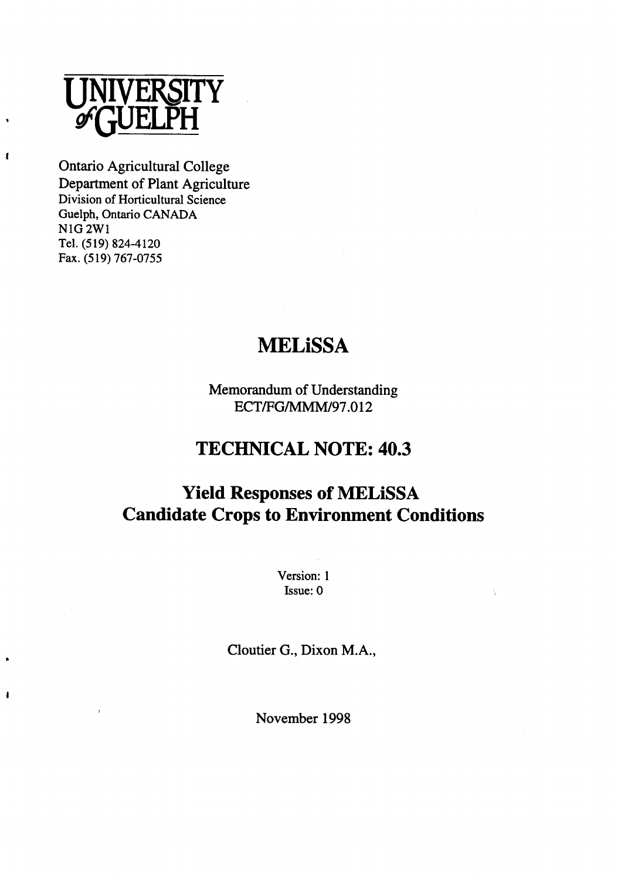UNIVERSITY of GUELPH

Ontario Agricultural College
Department of Plant Agriculture
Division of Horticultural Science
Guelph, Ontario CANADA
N1G 2W1
Tel. (519) 824-4120
Fax. (519) 767-0755

# MELiSSA

Memorandum of Understanding
ECT/FG/MMM/97.012

# TECHNICAL NOTE: 40.3

# Yield Responses of MELiSSA Candidate Crops to Environment Conditions

Version: 1
Issue: 0

Cloutier G., Dixon M.A.,

November 1998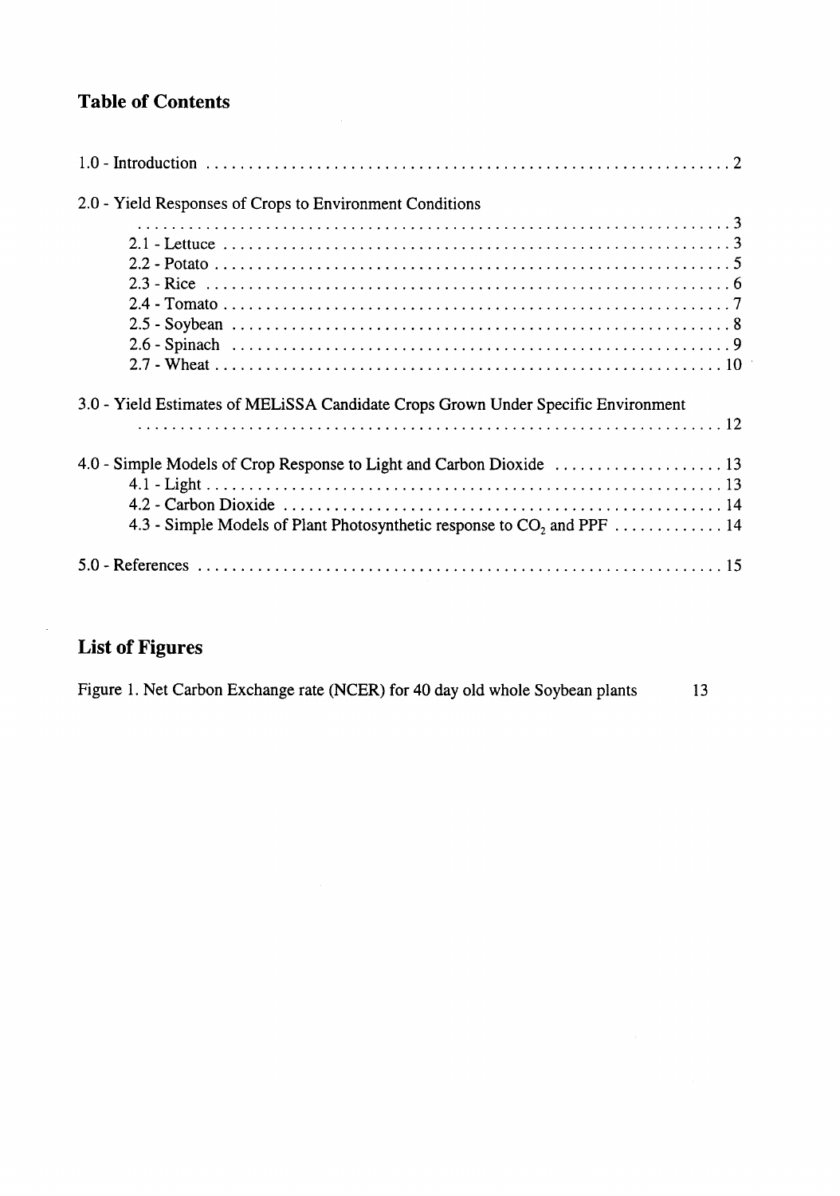## Table of Contents

1.0 - Introduction . . . . . . . . . . . . . . . . . . . . . . . . . . . . . . . . . . . . . . . . . . . . . . . . . . . . . . . . . . . . 2

2.0 - Yield Responses of Crops to Environment Conditions . . . . . . . . . . . . . . . . . . . . . . . . . . . . . . . . . . . . 3

- 2.1 - Lettuce . . . . . . . . . . . . . . . . . . . . . . . . . . . . . . . . . . . . . . . . . . . . . . . . . . . . . . . . . . . . 3
- 2.2 - Potato . . . . . . . . . . . . . . . . . . . . . . . . . . . . . . . . . . . . . . . . . . . . . . . . . . . . . . . . . . . . 5
- 2.3 - Rice . . . . . . . . . . . . . . . . . . . . . . . . . . . . . . . . . . . . . . . . . . . . . . . . . . . . . . . . . . . . . 6
- 2.4 - Tomato . . . . . . . . . . . . . . . . . . . . . . . . . . . . . . . . . . . . . . . . . . . . . . . . . . . . . . . . . . . . 7
- 2.5 - Soybean . . . . . . . . . . . . . . . . . . . . . . . . . . . . . . . . . . . . . . . . . . . . . . . . . . . . . . . . . . . 8
- 2.6 - Spinach . . . . . . . . . . . . . . . . . . . . . . . . . . . . . . . . . . . . . . . . . . . . . . . . . . . . . . . . . . . 9
- 2.7 - Wheat . . . . . . . . . . . . . . . . . . . . . . . . . . . . . . . . . . . . . . . . . . . . . . . . . . . . . . . . . . . 10

3.0 - Yield Estimates of MELiSSA Candidate Crops Grown Under Specific Environment . . . . . . . . . . . . . . . . 12

4.0 - Simple Models of Crop Response to Light and Carbon Dioxide . . . . . . . . . . . . . . . . . . . . 13

- 4.1 - Light . . . . . . . . . . . . . . . . . . . . . . . . . . . . . . . . . . . . . . . . . . . . . . . . . . . . . . . . . . . . 13
- 4.2 - Carbon Dioxide . . . . . . . . . . . . . . . . . . . . . . . . . . . . . . . . . . . . . . . . . . . . . . . . . . . . 14
- 4.3 - Simple Models of Plant Photosynthetic response to $CO_2$ and PPF . . . . . . . . . . . . . 14

5.0 - References . . . . . . . . . . . . . . . . . . . . . . . . . . . . . . . . . . . . . . . . . . . . . . . . . . . . . . . . . . . . 15

## List of Figures

Figure 1. Net Carbon Exchange rate (NCER) for 40 day old whole Soybean plants 13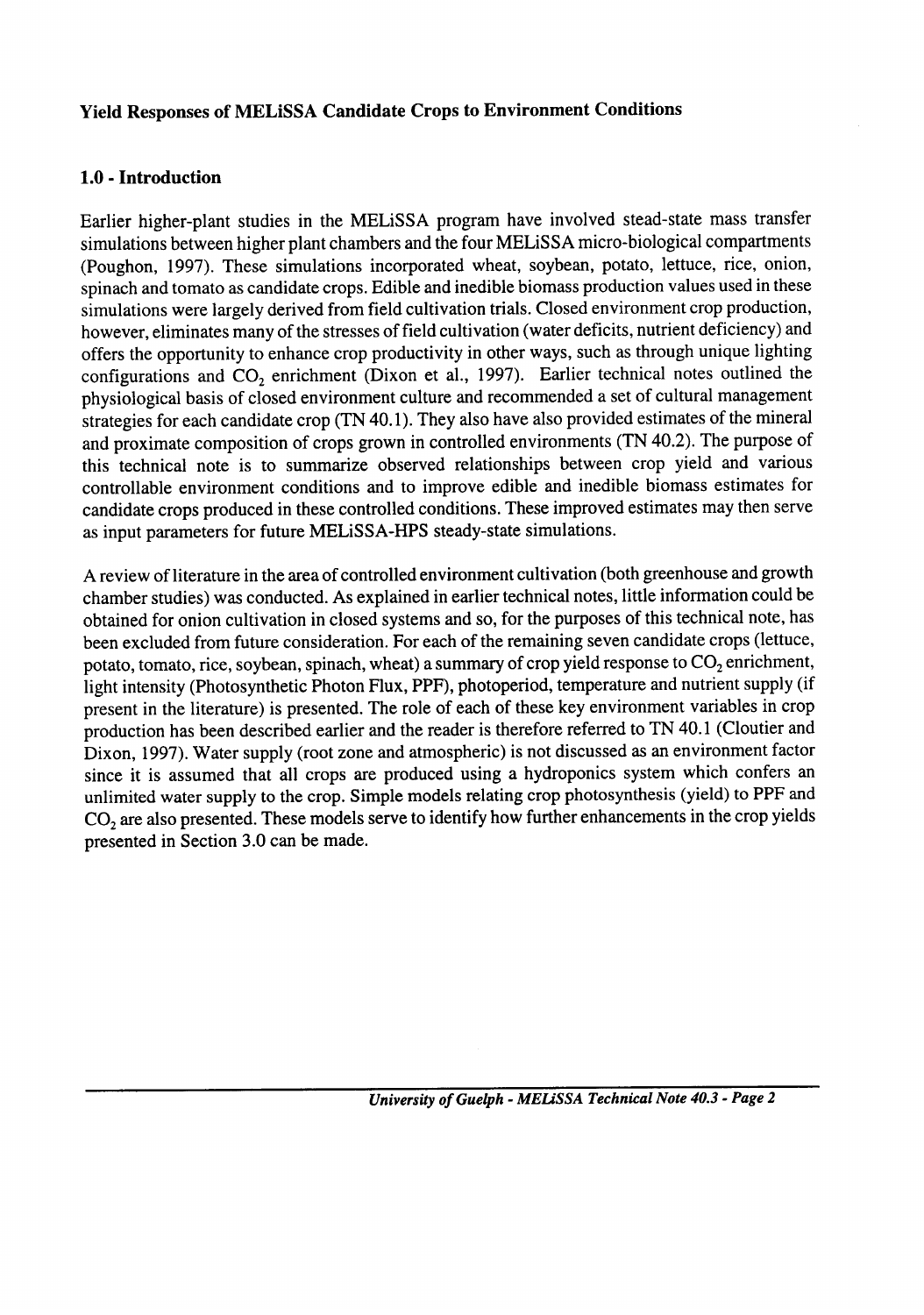## Yield Responses of MELiSSA Candidate Crops to Environment Conditions

### 1.0 - Introduction

Earlier higher-plant studies in the MELiSSA program have involved stead-state mass transfer simulations between higher plant chambers and the four MELiSSA micro-biological compartments (Poughon, 1997). These simulations incorporated wheat, soybean, potato, lettuce, rice, onion, spinach and tomato as candidate crops. Edible and inedible biomass production values used in these simulations were largely derived from field cultivation trials. Closed environment crop production, however, eliminates many of the stresses of field cultivation (water deficits, nutrient deficiency) and offers the opportunity to enhance crop productivity in other ways, such as through unique lighting configurations and $CO_2$ enrichment (Dixon et al., 1997). Earlier technical notes outlined the physiological basis of closed environment culture and recommended a set of cultural management strategies for each candidate crop (TN 40.1). They also have also provided estimates of the mineral and proximate composition of crops grown in controlled environments (TN 40.2). The purpose of this technical note is to summarize observed relationships between crop yield and various controllable environment conditions and to improve edible and inedible biomass estimates for candidate crops produced in these controlled conditions. These improved estimates may then serve as input parameters for future MELiSSA-HPS steady-state simulations.

A review of literature in the area of controlled environment cultivation (both greenhouse and growth chamber studies) was conducted. As explained in earlier technical notes, little information could be obtained for onion cultivation in closed systems and so, for the purposes of this technical note, has been excluded from future consideration. For each of the remaining seven candidate crops (lettuce, potato, tomato, rice, soybean, spinach, wheat) a summary of crop yield response to $CO_2$ enrichment, light intensity (Photosynthetic Photon Flux, PPF), photoperiod, temperature and nutrient supply (if present in the literature) is presented. The role of each of these key environment variables in crop production has been described earlier and the reader is therefore referred to TN 40.1 (Cloutier and Dixon, 1997). Water supply (root zone and atmospheric) is not discussed as an environment factor since it is assumed that all crops are produced using a hydroponics system which confers an unlimited water supply to the crop. Simple models relating crop photosynthesis (yield) to PPF and $CO_2$ are also presented. These models serve to identify how further enhancements in the crop yields presented in Section 3.0 can be made.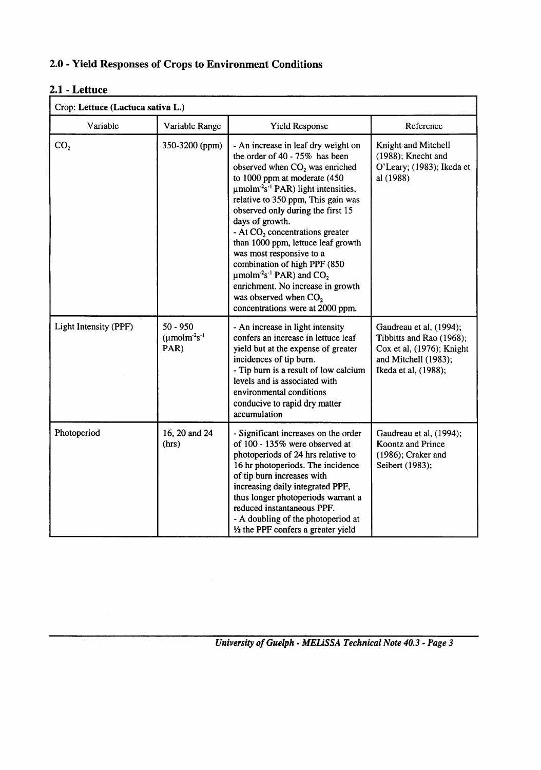## 2.0 - Yield Responses of Crops to Environment Conditions

### 2.1 - Lettuce

| Crop: **Lettuce (Lactuca sativa L.)** | | | |
|---|---|---|---|
| Variable | Variable Range | Yield Response | Reference |
| $CO_2$ | 350-3200 (ppm) | - An increase in leaf dry weight on the order of 40 - 75% has been observed when $CO_2$ was enriched to 1000 ppm at moderate (450 $\mu mol m^{-2} s^{-1}$ PAR) light intensities, relative to 350 ppm, This gain was observed only during the first 15 days of growth. <br> - At $CO_2$ concentrations greater than 1000 ppm, lettuce leaf growth was most responsive to a combination of high PPF (850 $\mu mol m^{-2} s^{-1}$ PAR) and $CO_2$ enrichment. No increase in growth was observed when $CO_2$ concentrations were at 2000 ppm. | Knight and Mitchell (1988); Knecht and O'Leary; (1983); Ikeda et al (1988) |
| Light Intensity (PPF) | 50 - 950 ($\mu mol m^{-2} s^{-1}$ PAR) | - An increase in light intensity confers an increase in lettuce leaf yield but at the expense of greater incidences of tip burn. <br> - Tip burn is a result of low calcium levels and is associated with environmental conditions conducive to rapid dry matter accumulation | Gaudreau et al, (1994); Tibbitts and Rao (1968); Cox et al, (1976); Knight and Mitchell (1983); Ikeda et al, (1988); |
| Photoperiod | 16, 20 and 24 (hrs) | - Significant increases on the order of 100 - 135% were observed at photoperiods of 24 hrs relative to 16 hr photoperiods. The incidence of tip burn increases with increasing daily integrated PPF, thus longer photoperiods warrant a reduced instantaneous PPF. <br> - A doubling of the photoperiod at ½ the PPF confers a greater yield | Gaudreau et al, (1994); Koontz and Prince (1986); Craker and Seibert (1983); |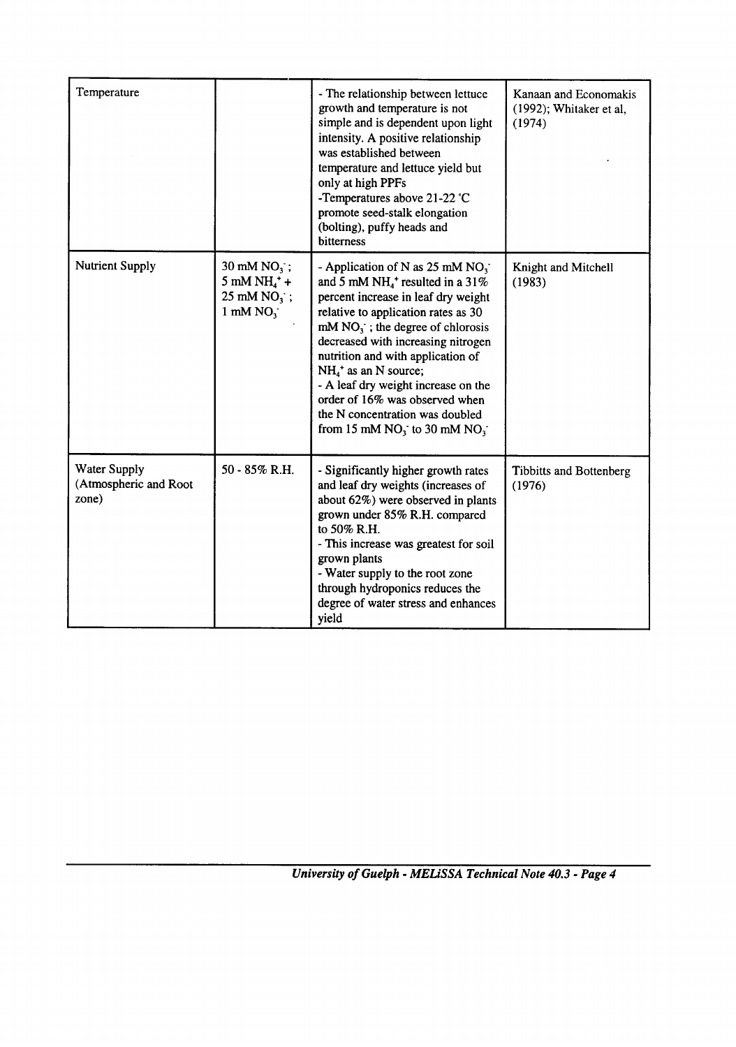| Temperature | | - The relationship between lettuce growth and temperature is not simple and is dependent upon light intensity. A positive relationship was established between temperature and lettuce yield but only at high PPFs<br>-Temperatures above 21-22 °C promote seed-stalk elongation (bolting), puffy heads and bitterness | Kanaan and Economakis (1992); Whitaker et al, (1974) |
|---|---|---|---|
| Nutrient Supply | 30 mM $NO_3^-$;<br>5 mM $NH_4^+$ + 25 mM $NO_3^-$;<br>1 mM $NO_3^-$ | - Application of N as 25 mM $NO_3^-$ and 5 mM $NH_4^+$ resulted in a 31% percent increase in leaf dry weight relative to application rates as 30 mM $NO_3^-$; the degree of chlorosis decreased with increasing nitrogen nutrition and with application of $NH_4^+$ as an N source;<br>- A leaf dry weight increase on the order of 16% was observed when the N concentration was doubled from 15 mM $NO_3^-$ to 30 mM $NO_3^-$ | Knight and Mitchell (1983) |
| Water Supply (Atmospheric and Root zone) | 50 - 85% R.H. | - Significantly higher growth rates and leaf dry weights (increases of about 62%) were observed in plants grown under 85% R.H. compared to 50% R.H.<br>- This increase was greatest for soil grown plants<br>- Water supply to the root zone through hydroponics reduces the degree of water stress and enhances yield | Tibbitts and Bottenberg (1976) |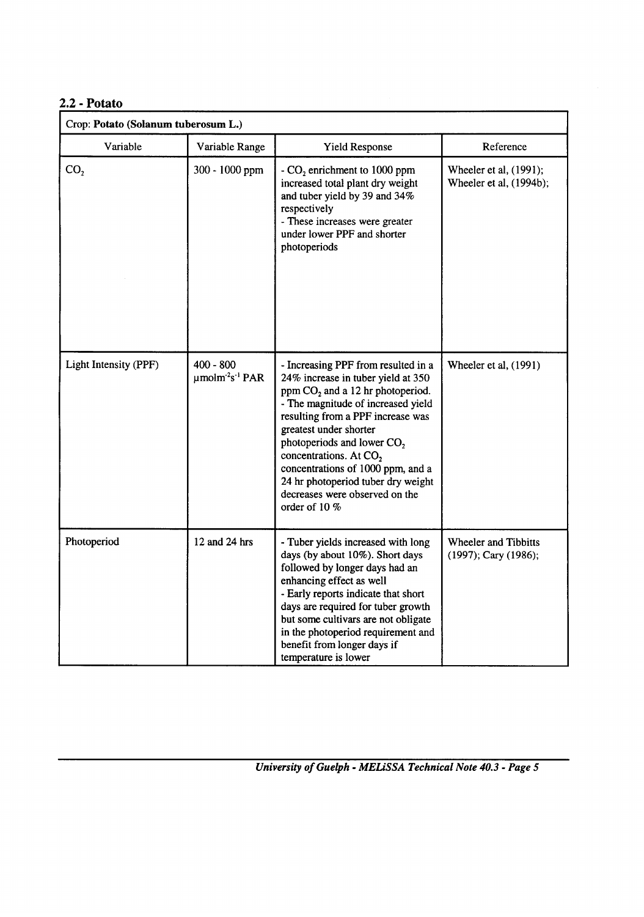## 2.2 - Potato

| Crop: **Potato (Solanum tuberosum L.)** | | | |
|---|---|---|---|
| Variable | Variable Range | Yield Response | Reference |
| $CO_2$ | 300 - 1000 ppm | - $CO_2$ enrichment to 1000 ppm increased total plant dry weight and tuber yield by 39 and 34% respectively<br>- These increases were greater under lower PPF and shorter photoperiods | Wheeler et al, (1991); Wheeler et al, (1994b); |
| Light Intensity (PPF) | 400 - 800 $\mu mol m^{-2} s^{-1}$ PAR | - Increasing PPF from resulted in a 24% increase in tuber yield at 350 ppm $CO_2$ and a 12 hr photoperiod.<br>- The magnitude of increased yield resulting from a PPF increase was greatest under shorter photoperiods and lower $CO_2$ concentrations. At $CO_2$ concentrations of 1000 ppm, and a 24 hr photoperiod tuber dry weight decreases were observed on the order of 10 % | Wheeler et al, (1991) |
| Photoperiod | 12 and 24 hrs | - Tuber yields increased with long days (by about 10%). Short days followed by longer days had an enhancing effect as well<br>- Early reports indicate that short days are required for tuber growth but some cultivars are not obligate in the photoperiod requirement and benefit from longer days if temperature is lower | Wheeler and Tibbitts (1997); Cary (1986); |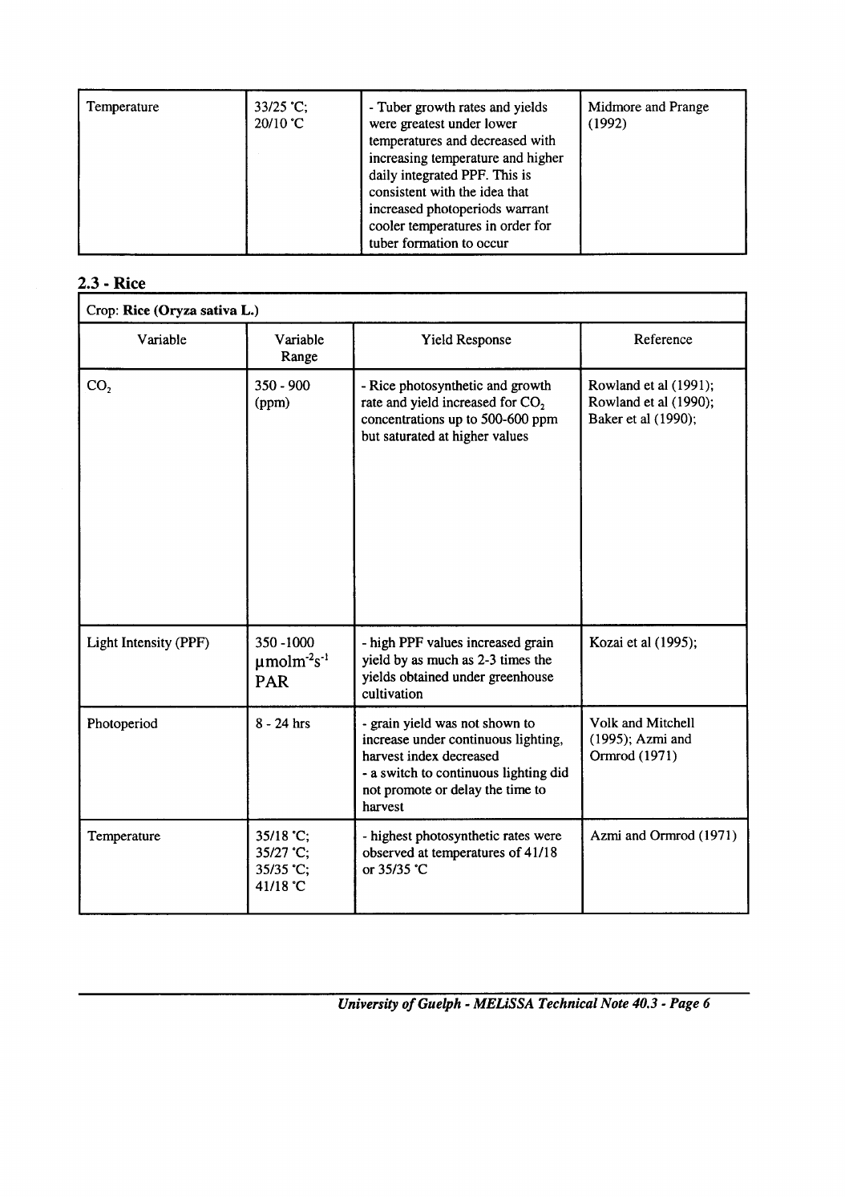| Temperature | 33/25 °C; 20/10 °C | - Tuber growth rates and yields were greatest under lower temperatures and decreased with increasing temperature and higher daily integrated PPF. This is consistent with the idea that increased photoperiods warrant cooler temperatures in order for tuber formation to occur | Midmore and Prange (1992) |
|---|---|---|---|

## 2.3 - Rice

| Crop: **Rice (Oryza sativa L.)** | | | |
|---|---|---|---|
| Variable | Variable Range | Yield Response | Reference |
| $CO_2$ | 350 - 900 (ppm) | - Rice photosynthetic and growth rate and yield increased for $CO_2$ concentrations up to 500-600 ppm but saturated at higher values | Rowland et al (1991); Rowland et al (1990); Baker et al (1990); |
| Light Intensity (PPF) | 350 -1000 $\mu molm^{-2}s^{-1}$ PAR | - high PPF values increased grain yield by as much as 2-3 times the yields obtained under greenhouse cultivation | Kozai et al (1995); |
| Photoperiod | 8 - 24 hrs | - grain yield was not shown to increase under continuous lighting, harvest index decreased<br>- a switch to continuous lighting did not promote or delay the time to harvest | Volk and Mitchell (1995); Azmi and Ormrod (1971) |
| Temperature | 35/18 °C; 35/27 °C; 35/35 °C; 41/18 °C | - highest photosynthetic rates were observed at temperatures of 41/18 or 35/35 °C | Azmi and Ormrod (1971) |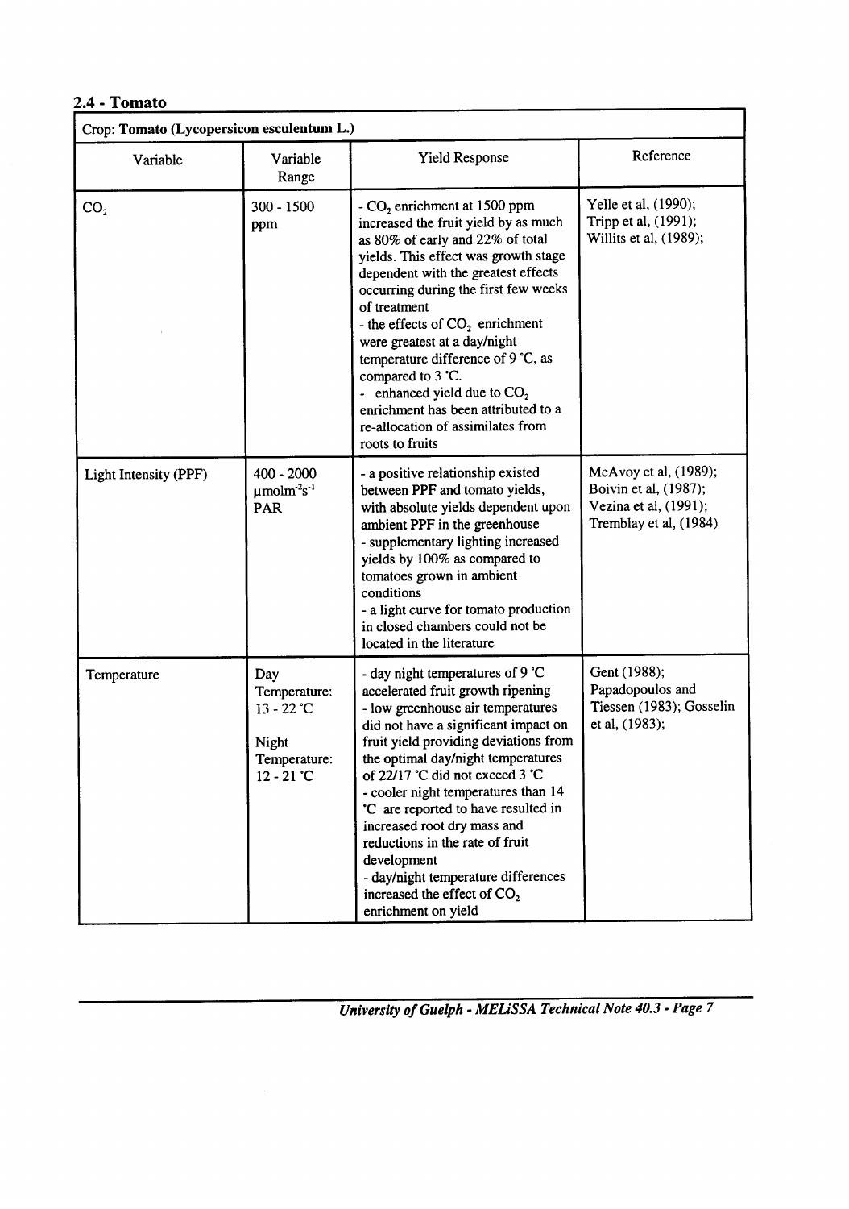## 2.4 - Tomato

| Crop: **Tomato (Lycopersicon esculentum L.)** | | | |
|---|---|---|---|
| Variable | Variable Range | Yield Response | Reference |
| $CO_2$ | 300 - 1500 ppm | - $CO_2$ enrichment at 1500 ppm increased the fruit yield by as much as 80% of early and 22% of total yields. This effect was growth stage dependent with the greatest effects occurring during the first few weeks of treatment<br>- the effects of $CO_2$ enrichment were greatest at a day/night temperature difference of 9 °C, as compared to 3 °C.<br>- enhanced yield due to $CO_2$ enrichment has been attributed to a re-allocation of assimilates from roots to fruits | Yelle et al, (1990); Tripp et al, (1991); Willits et al, (1989); |
| Light Intensity (PPF) | 400 - 2000 $\mu molm^{-2}s^{-1}$ PAR | - a positive relationship existed between PPF and tomato yields, with absolute yields dependent upon ambient PPF in the greenhouse<br>- supplementary lighting increased yields by 100% as compared to tomatoes grown in ambient conditions<br>- a light curve for tomato production in closed chambers could not be located in the literature | McAvoy et al, (1989); Boivin et al, (1987); Vezina et al, (1991); Tremblay et al, (1984) |
| Temperature | Day Temperature: 13 - 22 °C<br><br>Night Temperature: 12 - 21 °C | - day night temperatures of 9 °C accelerated fruit growth ripening<br>- low greenhouse air temperatures did not have a significant impact on fruit yield providing deviations from the optimal day/night temperatures of 22/17 °C did not exceed 3 °C<br>- cooler night temperatures than 14 °C are reported to have resulted in increased root dry mass and reductions in the rate of fruit development<br>- day/night temperature differences increased the effect of $CO_2$ enrichment on yield | Gent (1988); Papadopoulos and Tiessen (1983); Gosselin et al, (1983); |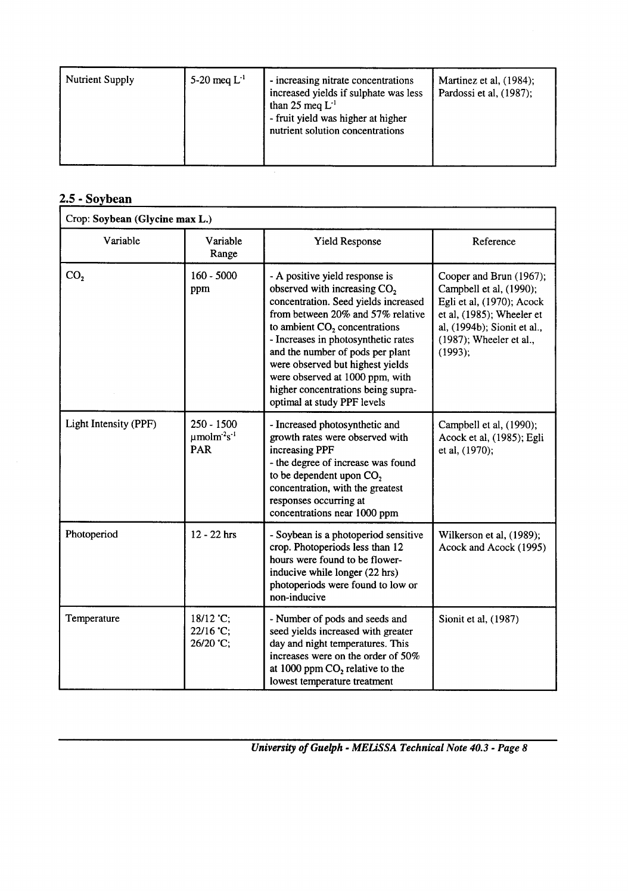| Nutrient Supply | 5-20 meq $L^{-1}$ | - increasing nitrate concentrations increased yields if sulphate was less than 25 meq $L^{-1}$<br>- fruit yield was higher at higher nutrient solution concentrations | Martinez et al, (1984); Pardossi et al, (1987); |
|---|---|---|---|

## 2.5 - Soybean

| Crop: **Soybean (Glycine max L.)** | | | |
|---|---|---|---|
| Variable | Variable Range | Yield Response | Reference |
| $CO_2$ | 160 - 5000 ppm | - A positive yield response is observed with increasing $CO_2$ concentration. Seed yields increased from between 20% and 57% relative to ambient $CO_2$ concentrations<br>- Increases in photosynthetic rates and the number of pods per plant were observed but highest yields were observed at 1000 ppm, with higher concentrations being supra-optimal at study PPF levels | Cooper and Brun (1967); Campbell et al, (1990); Egli et al, (1970); Acock et al, (1985); Wheeler et al, (1994b); Sionit et al., (1987); Wheeler et al., (1993); |
| Light Intensity (PPF) | 250 - 1500 $\mu mol m^{-2} s^{-1}$ PAR | - Increased photosynthetic and growth rates were observed with increasing PPF<br>- the degree of increase was found to be dependent upon $CO_2$ concentration, with the greatest responses occurring at concentrations near 1000 ppm | Campbell et al, (1990); Acock et al, (1985); Egli et al, (1970); |
| Photoperiod | 12 - 22 hrs | - Soybean is a photoperiod sensitive crop. Photoperiods less than 12 hours were found to be flower-inducive while longer (22 hrs) photoperiods were found to low or non-inducive | Wilkerson et al, (1989); Acock and Acock (1995) |
| Temperature | 18/12 °C;<br>22/16 °C;<br>26/20 °C; | - Number of pods and seeds and seed yields increased with greater day and night temperatures. This increases were on the order of 50% at 1000 ppm $CO_2$ relative to the lowest temperature treatment | Sionit et al, (1987) |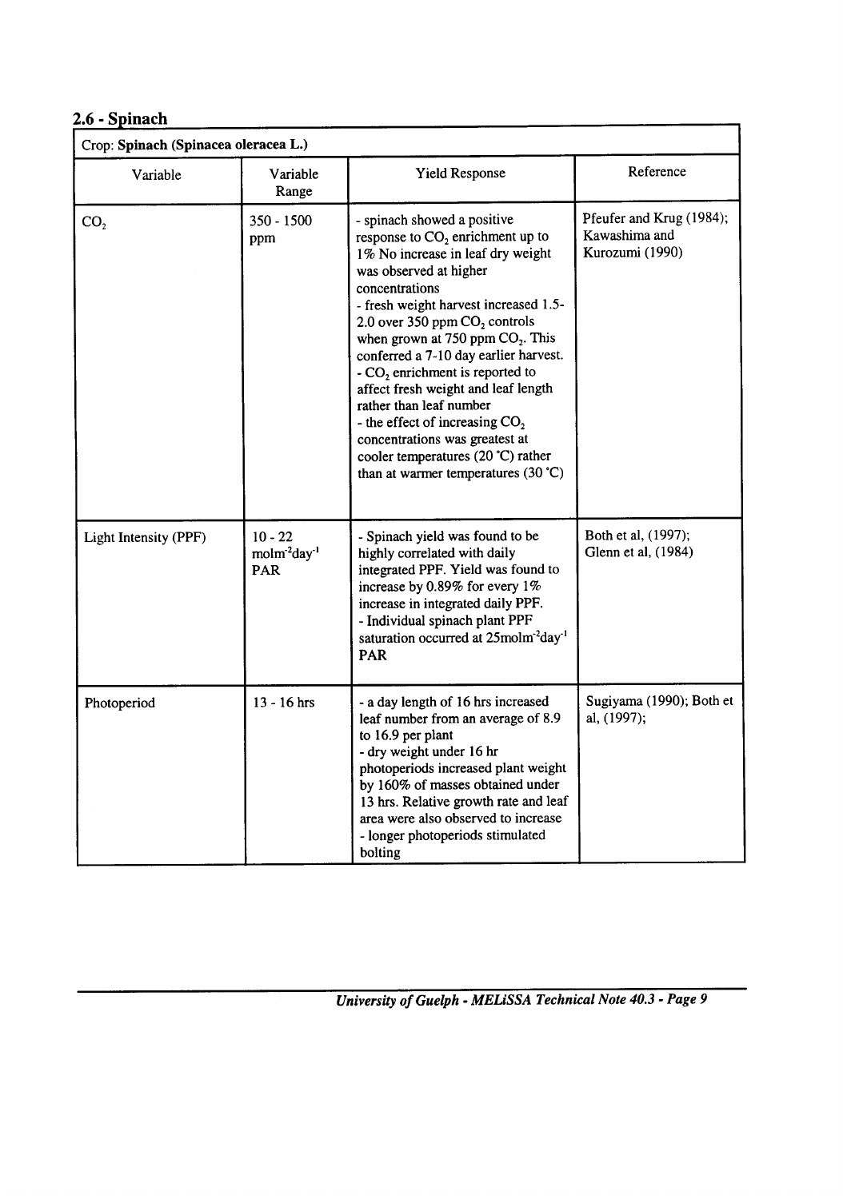## 2.6 - Spinach

| Crop: **Spinach (Spinacea oleracea L.)** | | | |
|---|---|---|---|
| Variable | Variable Range | Yield Response | Reference |
| $CO_2$ | 350 - 1500 ppm | - spinach showed a positive response to $CO_2$ enrichment up to 1% No increase in leaf dry weight was observed at higher concentrations<br>- fresh weight harvest increased 1.5-2.0 over 350 ppm $CO_2$ controls when grown at 750 ppm $CO_2$. This conferred a 7-10 day earlier harvest.<br>- $CO_2$ enrichment is reported to affect fresh weight and leaf length rather than leaf number<br>- the effect of increasing $CO_2$ concentrations was greatest at cooler temperatures (20 °C) rather than at warmer temperatures (30 °C) | Pfeufer and Krug (1984); Kawashima and Kurozumi (1990) |
| Light Intensity (PPF) | 10 - 22 $molm^{-2}day^{-1}$ PAR | - Spinach yield was found to be highly correlated with daily integrated PPF. Yield was found to increase by 0.89% for every 1% increase in integrated daily PPF.<br>- Individual spinach plant PPF saturation occurred at 25$molm^{-2}day^{-1}$ PAR | Both et al, (1997); Glenn et al, (1984) |
| Photoperiod | 13 - 16 hrs | - a day length of 16 hrs increased leaf number from an average of 8.9 to 16.9 per plant<br>- dry weight under 16 hr photoperiods increased plant weight by 160% of masses obtained under 13 hrs. Relative growth rate and leaf area were also observed to increase<br>- longer photoperiods stimulated bolting | Sugiyama (1990); Both et al, (1997); |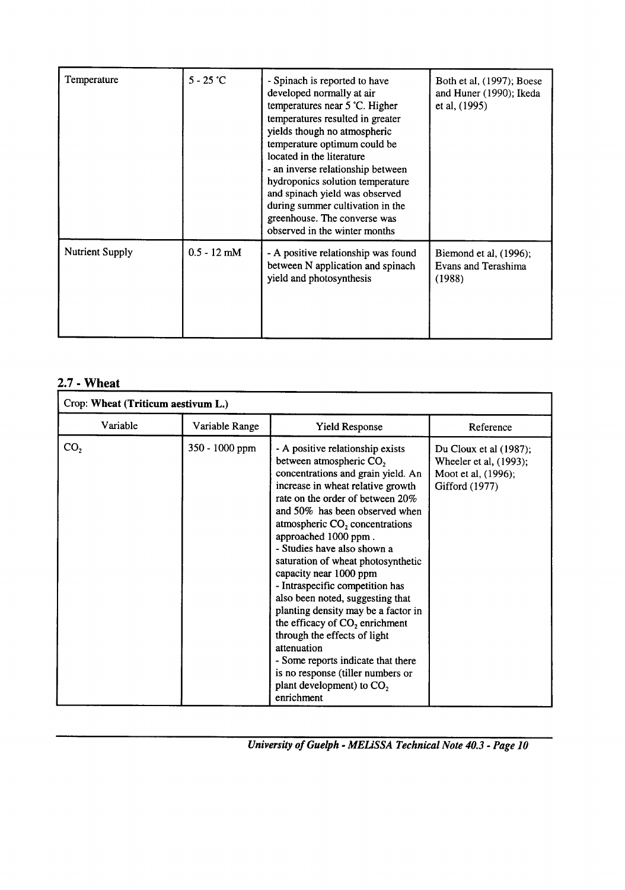| | | | |
|---|---|---|---|
| Temperature | 5 - 25 °C | - Spinach is reported to have developed normally at air temperatures near 5 °C. Higher temperatures resulted in greater yields though no atmospheric temperature optimum could be located in the literature<br>- an inverse relationship between hydroponics solution temperature and spinach yield was observed during summer cultivation in the greenhouse. The converse was observed in the winter months | Both et al, (1997); Boese and Huner (1990); Ikeda et al, (1995) |
| Nutrient Supply | 0.5 - 12 mM | - A positive relationship was found between N application and spinach yield and photosynthesis | Biemond et al, (1996); Evans and Terashima (1988) |

## 2.7 - Wheat

| Crop: **Wheat (Triticum aestivum L.)** | | | |
|---|---|---|---|
| Variable | Variable Range | Yield Response | Reference |
| $CO_2$ | 350 - 1000 ppm | - A positive relationship exists between atmospheric $CO_2$ concentrations and grain yield. An increase in wheat relative growth rate on the order of between 20% and 50% has been observed when atmospheric $CO_2$ concentrations approached 1000 ppm .<br>- Studies have also shown a saturation of wheat photosynthetic capacity near 1000 ppm<br>- Intraspecific competition has also been noted, suggesting that planting density may be a factor in the efficacy of $CO_2$ enrichment through the effects of light attenuation<br>- Some reports indicate that there is no response (tiller numbers or plant development) to $CO_2$ enrichment | Du Cloux et al (1987); Wheeler et al, (1993); Moot et al, (1996); Gifford (1977) |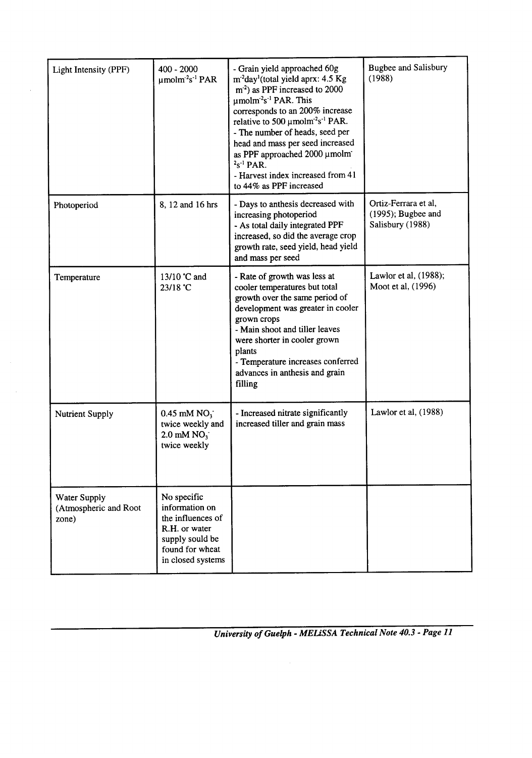| Light Intensity (PPF) | 400 - 2000 $\mu molm^{-2}s^{-1}$ PAR | - Grain yield approached 60g $m^{-2}day^{1}$(total yield aprx: 4.5 Kg $m^{-2}$) as PPF increased to 2000 $\mu molm^{-2}s^{-1}$ PAR. This corresponds to an 200% increase relative to 500 $\mu molm^{-2}s^{-1}$ PAR.<br>- The number of heads, seed per head and mass per seed increased as PPF approached 2000 $\mu molm^{-2}s^{-1}$ PAR.<br>- Harvest index increased from 41 to 44% as PPF increased | Bugbee and Salisbury (1988) |
|---|---|---|---|
| Photoperiod | 8, 12 and 16 hrs | - Days to anthesis decreased with increasing photoperiod<br>- As total daily integrated PPF increased, so did the average crop growth rate, seed yield, head yield and mass per seed | Ortiz-Ferrara et al, (1995); Bugbee and Salisbury (1988) |
| Temperature | 13/10 °C and 23/18 °C | - Rate of growth was less at cooler temperatures but total growth over the same period of development was greater in cooler grown crops<br>- Main shoot and tiller leaves were shorter in cooler grown plants<br>- Temperature increases conferred advances in anthesis and grain filling | Lawlor et al, (1988); Moot et al, (1996) |
| Nutrient Supply | 0.45 mM $NO_3^-$ twice weekly and 2.0 mM $NO_3^-$ twice weekly | - Increased nitrate significantly increased tiller and grain mass | Lawlor et al, (1988) |
| Water Supply (Atmospheric and Root zone) | No specific information on the influences of R.H. or water supply sould be found for wheat in closed systems | | |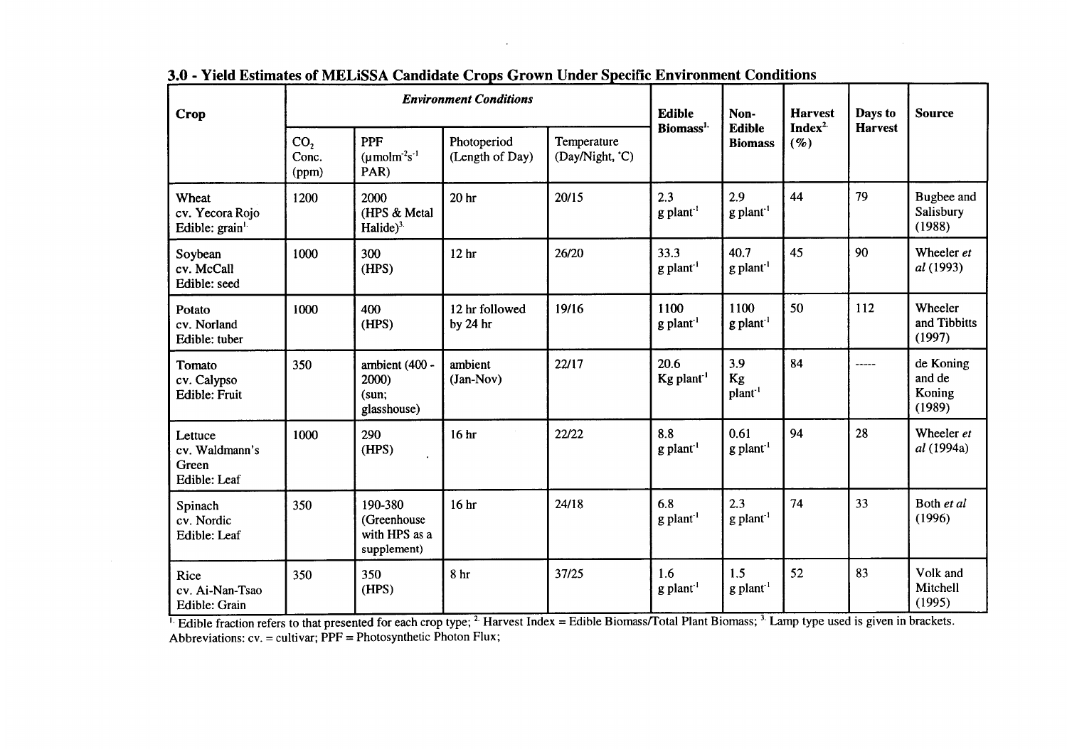## 3.0 - Yield Estimates of MELiSSA Candidate Crops Grown Under Specific Environment Conditions

| Crop | *Environment Conditions* | | | | Edible Biomass[1] | Non-Edible Biomass | Harvest Index[2] (%) | Days to Harvest | Source |
|---|---|---|---|---|---|---|---|---|---|
| | $CO_2$ Conc. (ppm) | PPF ($\mu molm^{-2}s^{-1}$ PAR) | Photoperiod (Length of Day) | Temperature (Day/Night, °C) | | | | | |
| Wheat cv. Yecora Rojo Edible: grain[1] | 1200 | 2000 (HPS & Metal Halide)[3] | 20 hr | 20/15 | 2.3 g $plant^{-1}$ | 2.9 g $plant^{-1}$ | 44 | 79 | Bugbee and Salisbury (1988) |
| Soybean cv. McCall Edible: seed | 1000 | 300 (HPS) | 12 hr | 26/20 | 33.3 g $plant^{-1}$ | 40.7 g $plant^{-1}$ | 45 | 90 | Wheeler *et al* (1993) |
| Potato cv. Norland Edible: tuber | 1000 | 400 (HPS) | 12 hr followed by 24 hr | 19/16 | 1100 g $plant^{-1}$ | 1100 g $plant^{-1}$ | 50 | 112 | Wheeler and Tibbitts (1997) |
| Tomato cv. Calypso Edible: Fruit | 350 | ambient (400 - 2000) (sun; glasshouse) | ambient (Jan-Nov) | 22/17 | 20.6 Kg $plant^{-1}$ | 3.9 Kg $plant^{-1}$ | 84 | ----- | de Koning and de Koning (1989) |
| Lettuce cv. Waldmann's Green Edible: Leaf | 1000 | 290 (HPS) | 16 hr | 22/22 | 8.8 g $plant^{-1}$ | 0.61 g $plant^{-1}$ | 94 | 28 | Wheeler *et al* (1994a) |
| Spinach cv. Nordic Edible: Leaf | 350 | 190-380 (Greenhouse with HPS as a supplement) | 16 hr | 24/18 | 6.8 g $plant^{-1}$ | 2.3 g $plant^{-1}$ | 74 | 33 | Both *et al* (1996) |
| Rice cv. Ai-Nan-Tsao Edible: Grain | 350 | 350 (HPS) | 8 hr | 37/25 | 1.6 g $plant^{-1}$ | 1.5 g $plant^{-1}$ | 52 | 83 | Volk and Mitchell (1995) |

[1] Edible fraction refers to that presented for each crop type; [2] Harvest Index = Edible Biomass/Total Plant Biomass; [3] Lamp type used is given in brackets.
Abbreviations: cv. = cultivar; PPF = Photosynthetic Photon Flux;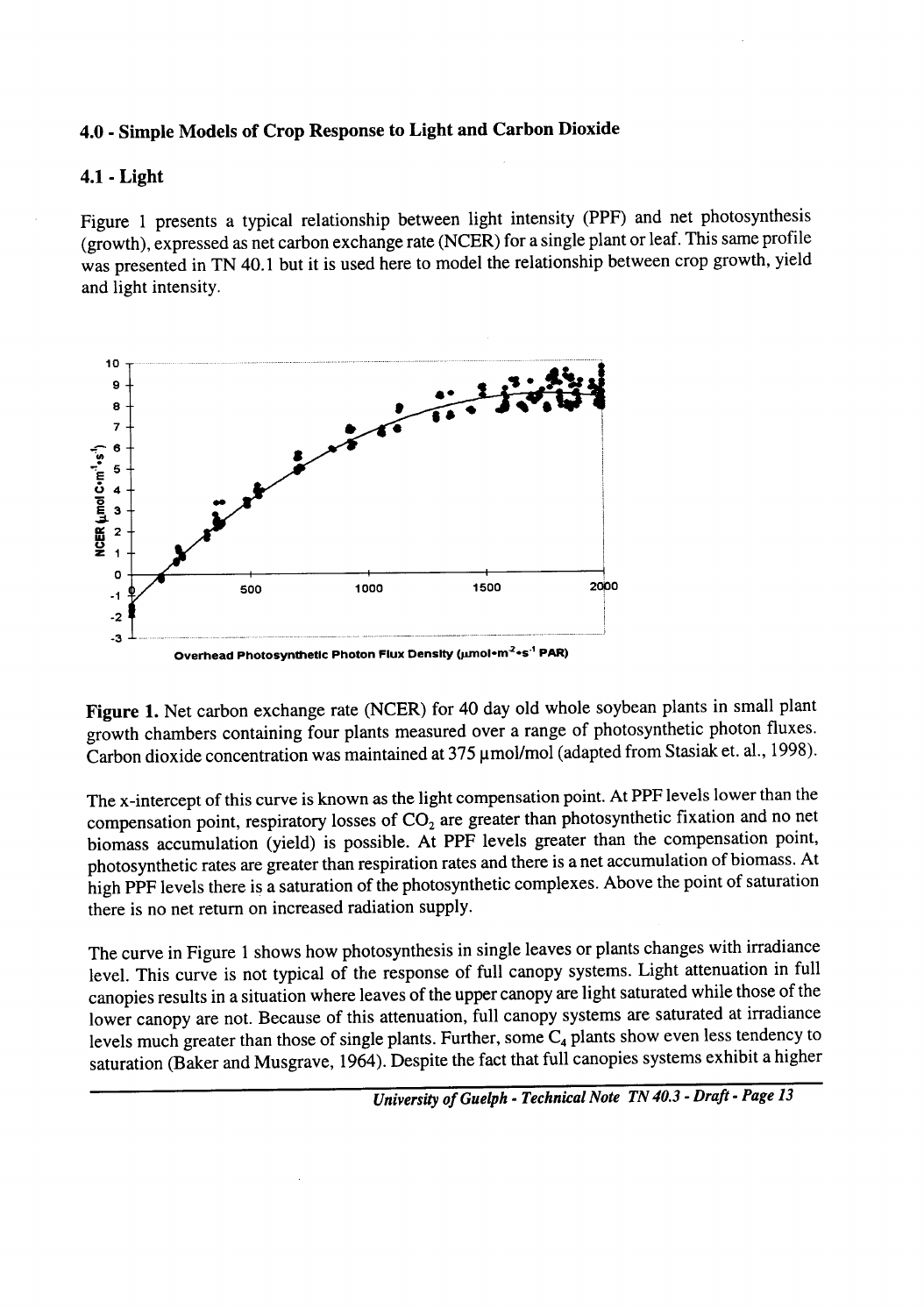## 4.0 - Simple Models of Crop Response to Light and Carbon Dioxide

### 4.1 - Light

Figure 1 presents a typical relationship between light intensity (PPF) and net photosynthesis (growth), expressed as net carbon exchange rate (NCER) for a single plant or leaf. This same profile was presented in TN 40.1 but it is used here to model the relationship between crop growth, yield and light intensity.

**Figure 1.** Net carbon exchange rate (NCER) for 40 day old whole soybean plants in small plant growth chambers containing four plants measured over a range of photosynthetic photon fluxes. Carbon dioxide concentration was maintained at 375 µmol/mol (adapted from Stasiak et. al., 1998).

The x-intercept of this curve is known as the light compensation point. At PPF levels lower than the compensation point, respiratory losses of $CO_2$ are greater than photosynthetic fixation and no net biomass accumulation (yield) is possible. At PPF levels greater than the compensation point, photosynthetic rates are greater than respiration rates and there is a net accumulation of biomass. At high PPF levels there is a saturation of the photosynthetic complexes. Above the point of saturation there is no net return on increased radiation supply.

The curve in Figure 1 shows how photosynthesis in single leaves or plants changes with irradiance level. This curve is not typical of the response of full canopy systems. Light attenuation in full canopies results in a situation where leaves of the upper canopy are light saturated while those of the lower canopy are not. Because of this attenuation, full canopy systems are saturated at irradiance levels much greater than those of single plants. Further, some $C_4$ plants show even less tendency to saturation (Baker and Musgrave, 1964). Despite the fact that full canopies systems exhibit a higher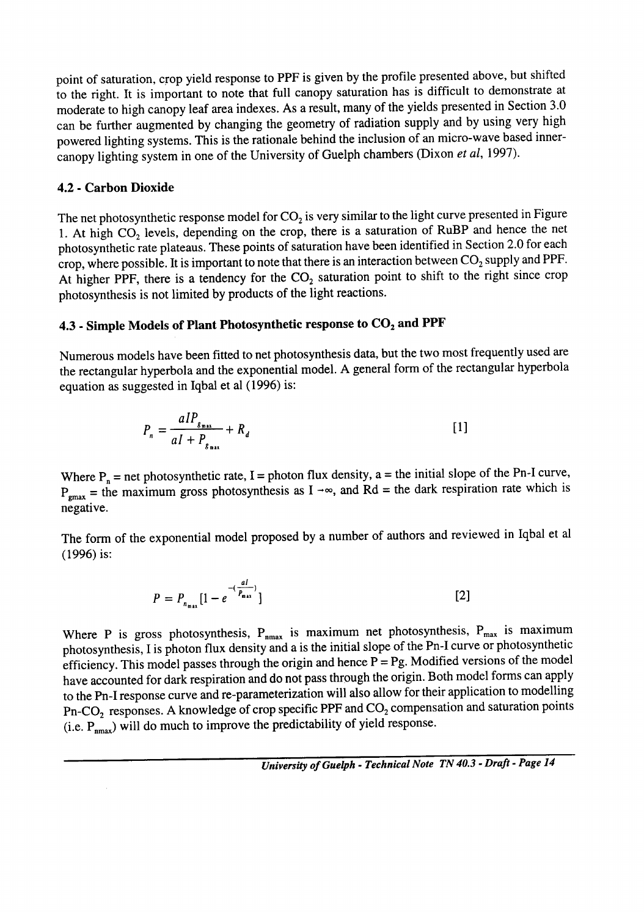point of saturation, crop yield response to PPF is given by the profile presented above, but shifted to the right. It is important to note that full canopy saturation has is difficult to demonstrate at moderate to high canopy leaf area indexes. As a result, many of the yields presented in Section 3.0 can be further augmented by changing the geometry of radiation supply and by using very high powered lighting systems. This is the rationale behind the inclusion of an micro-wave based inner-canopy lighting system in one of the University of Guelph chambers (Dixon *et al*, 1997).

### 4.2 - Carbon Dioxide

The net photosynthetic response model for $CO_2$ is very similar to the light curve presented in Figure 1. At high $CO_2$ levels, depending on the crop, there is a saturation of RuBP and hence the net photosynthetic rate plateaus. These points of saturation have been identified in Section 2.0 for each crop, where possible. It is important to note that there is an interaction between $CO_2$ supply and PPF. At higher PPF, there is a tendency for the $CO_2$ saturation point to shift to the right since crop photosynthesis is not limited by products of the light reactions.

### 4.3 - Simple Models of Plant Photosynthetic response to $CO_2$ and PPF

Numerous models have been fitted to net photosynthesis data, but the two most frequently used are the rectangular hyperbola and the exponential model. A general form of the rectangular hyperbola equation as suggested in Iqbal et al (1996) is:

$$P_n = \frac{aIP_{g_{max}}}{aI + P_{g_{max}}} + R_d \qquad [1]$$

Where $P_n$ = net photosynthetic rate, I = photon flux density, a = the initial slope of the Pn-I curve, $P_{gmax}$ = the maximum gross photosynthesis as $I \to \infty$, and Rd = the dark respiration rate which is negative.

The form of the exponential model proposed by a number of authors and reviewed in Iqbal et al (1996) is:

$$P = P_{n_{max}}[1 - e^{-(\frac{aI}{P_{max}})}] \qquad [2]$$

Where P is gross photosynthesis, $P_{nmax}$ is maximum net photosynthesis, $P_{max}$ is maximum photosynthesis, I is photon flux density and a is the initial slope of the Pn-I curve or photosynthetic efficiency. This model passes through the origin and hence P = Pg. Modified versions of the model have accounted for dark respiration and do not pass through the origin. Both model forms can apply to the Pn-I response curve and re-parameterization will also allow for their application to modelling Pn-$CO_2$ responses. A knowledge of crop specific PPF and $CO_2$ compensation and saturation points (i.e. $P_{nmax}$) will do much to improve the predictability of yield response.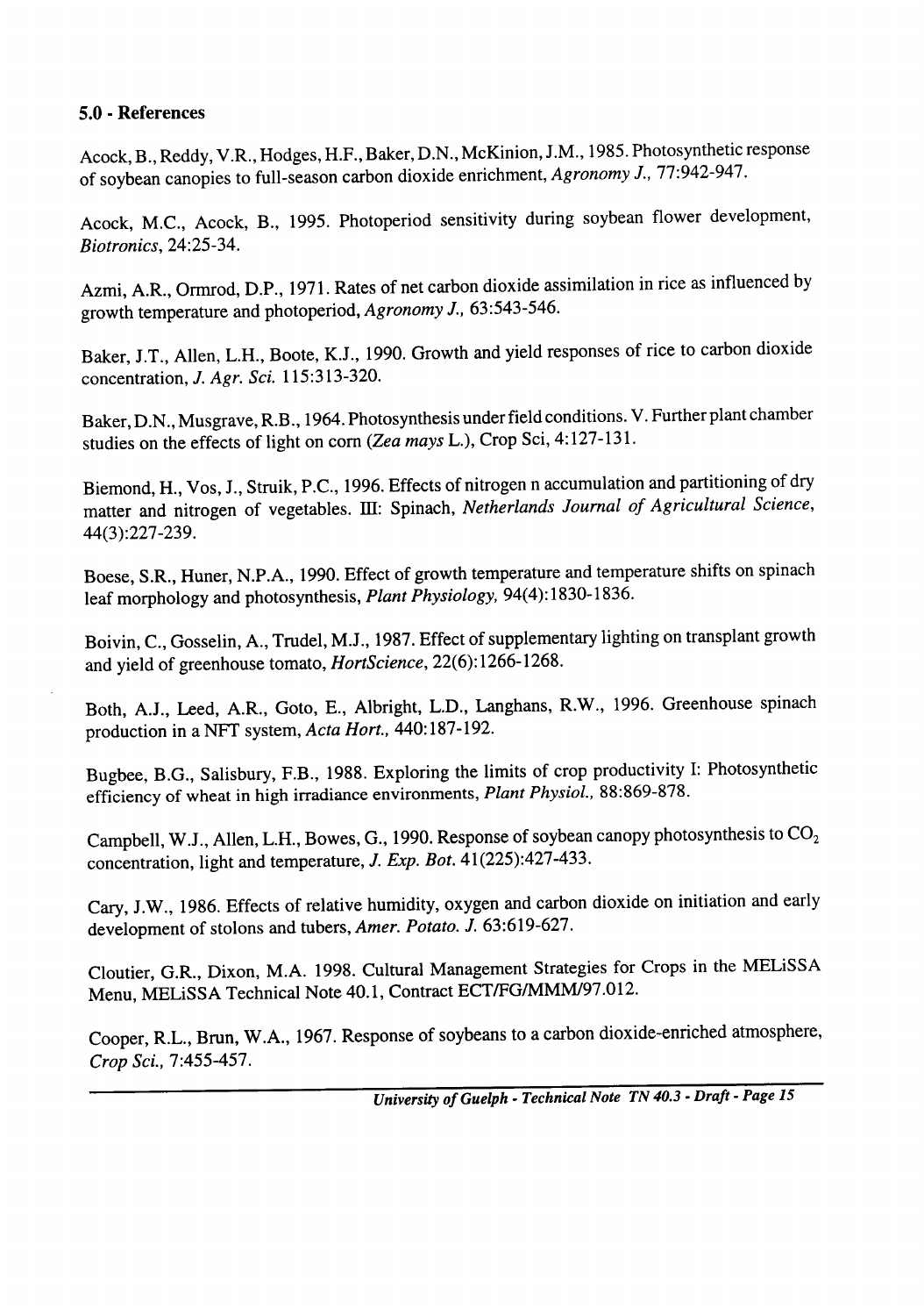### 5.0 - References

Acock, B., Reddy, V.R., Hodges, H.F., Baker, D.N., McKinion, J.M., 1985. Photosynthetic response of soybean canopies to full-season carbon dioxide enrichment, *Agronomy J.*, 77:942-947.

Acock, M.C., Acock, B., 1995. Photoperiod sensitivity during soybean flower development, *Biotronics*, 24:25-34.

Azmi, A.R., Ormrod, D.P., 1971. Rates of net carbon dioxide assimilation in rice as influenced by growth temperature and photoperiod, *Agronomy J.*, 63:543-546.

Baker, J.T., Allen, L.H., Boote, K.J., 1990. Growth and yield responses of rice to carbon dioxide concentration, *J. Agr. Sci.* 115:313-320.

Baker, D.N., Musgrave, R.B., 1964. Photosynthesis under field conditions. V. Further plant chamber studies on the effects of light on corn (*Zea mays* L.), Crop Sci, 4:127-131.

Biemond, H., Vos, J., Struik, P.C., 1996. Effects of nitrogen n accumulation and partitioning of dry matter and nitrogen of vegetables. III: Spinach, *Netherlands Journal of Agricultural Science*, 44(3):227-239.

Boese, S.R., Huner, N.P.A., 1990. Effect of growth temperature and temperature shifts on spinach leaf morphology and photosynthesis, *Plant Physiology*, 94(4):1830-1836.

Boivin, C., Gosselin, A., Trudel, M.J., 1987. Effect of supplementary lighting on transplant growth and yield of greenhouse tomato, *HortScience*, 22(6):1266-1268.

Both, A.J., Leed, A.R., Goto, E., Albright, L.D., Langhans, R.W., 1996. Greenhouse spinach production in a NFT system, *Acta Hort.*, 440:187-192.

Bugbee, B.G., Salisbury, F.B., 1988. Exploring the limits of crop productivity I: Photosynthetic efficiency of wheat in high irradiance environments, *Plant Physiol.*, 88:869-878.

Campbell, W.J., Allen, L.H., Bowes, G., 1990. Response of soybean canopy photosynthesis to $CO_2$ concentration, light and temperature, *J. Exp. Bot.* 41(225):427-433.

Cary, J.W., 1986. Effects of relative humidity, oxygen and carbon dioxide on initiation and early development of stolons and tubers, *Amer. Potato. J.* 63:619-627.

Cloutier, G.R., Dixon, M.A. 1998. Cultural Management Strategies for Crops in the MELiSSA Menu, MELiSSA Technical Note 40.1, Contract ECT/FG/MMM/97.012.

Cooper, R.L., Brun, W.A., 1967. Response of soybeans to a carbon dioxide-enriched atmosphere, *Crop Sci.*, 7:455-457.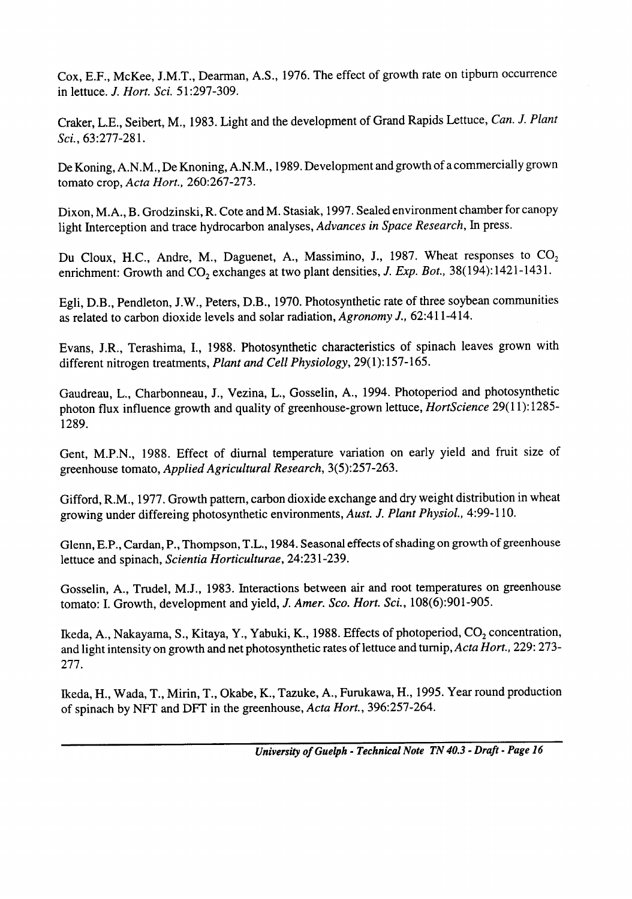Cox, E.F., McKee, J.M.T., Dearman, A.S., 1976. The effect of growth rate on tipburn occurrence in lettuce. *J. Hort. Sci.* 51:297-309.

Craker, L.E., Seibert, M., 1983. Light and the development of Grand Rapids Lettuce, *Can. J. Plant Sci.*, 63:277-281.

De Koning, A.N.M., De Knoning, A.N.M., 1989. Development and growth of a commercially grown tomato crop, *Acta Hort.*, 260:267-273.

Dixon, M.A., B. Grodzinski, R. Cote and M. Stasiak, 1997. Sealed environment chamber for canopy light Interception and trace hydrocarbon analyses, *Advances in Space Research*, In press.

Du Cloux, H.C., Andre, M., Daguenet, A., Massimino, J., 1987. Wheat responses to $CO_2$ enrichment: Growth and $CO_2$ exchanges at two plant densities, *J. Exp. Bot.*, 38(194):1421-1431.

Egli, D.B., Pendleton, J.W., Peters, D.B., 1970. Photosynthetic rate of three soybean communities as related to carbon dioxide levels and solar radiation, *Agronomy J.*, 62:411-414.

Evans, J.R., Terashima, I., 1988. Photosynthetic characteristics of spinach leaves grown with different nitrogen treatments, *Plant and Cell Physiology*, 29(1):157-165.

Gaudreau, L., Charbonneau, J., Vezina, L., Gosselin, A., 1994. Photoperiod and photosynthetic photon flux influence growth and quality of greenhouse-grown lettuce, *HortScience* 29(11):1285-1289.

Gent, M.P.N., 1988. Effect of diurnal temperature variation on early yield and fruit size of greenhouse tomato, *Applied Agricultural Research*, 3(5):257-263.

Gifford, R.M., 1977. Growth pattern, carbon dioxide exchange and dry weight distribution in wheat growing under differeing photosynthetic environments, *Aust. J. Plant Physiol.*, 4:99-110.

Glenn, E.P., Cardan, P., Thompson, T.L., 1984. Seasonal effects of shading on growth of greenhouse lettuce and spinach, *Scientia Horticulturae*, 24:231-239.

Gosselin, A., Trudel, M.J., 1983. Interactions between air and root temperatures on greenhouse tomato: I. Growth, development and yield, *J. Amer. Sco. Hort. Sci.*, 108(6):901-905.

Ikeda, A., Nakayama, S., Kitaya, Y., Yabuki, K., 1988. Effects of photoperiod, $CO_2$ concentration, and light intensity on growth and net photosynthetic rates of lettuce and turnip, *Acta Hort.*, 229: 273-277.

Ikeda, H., Wada, T., Mirin, T., Okabe, K., Tazuke, A., Furukawa, H., 1995. Year round production of spinach by NFT and DFT in the greenhouse, *Acta Hort.*, 396:257-264.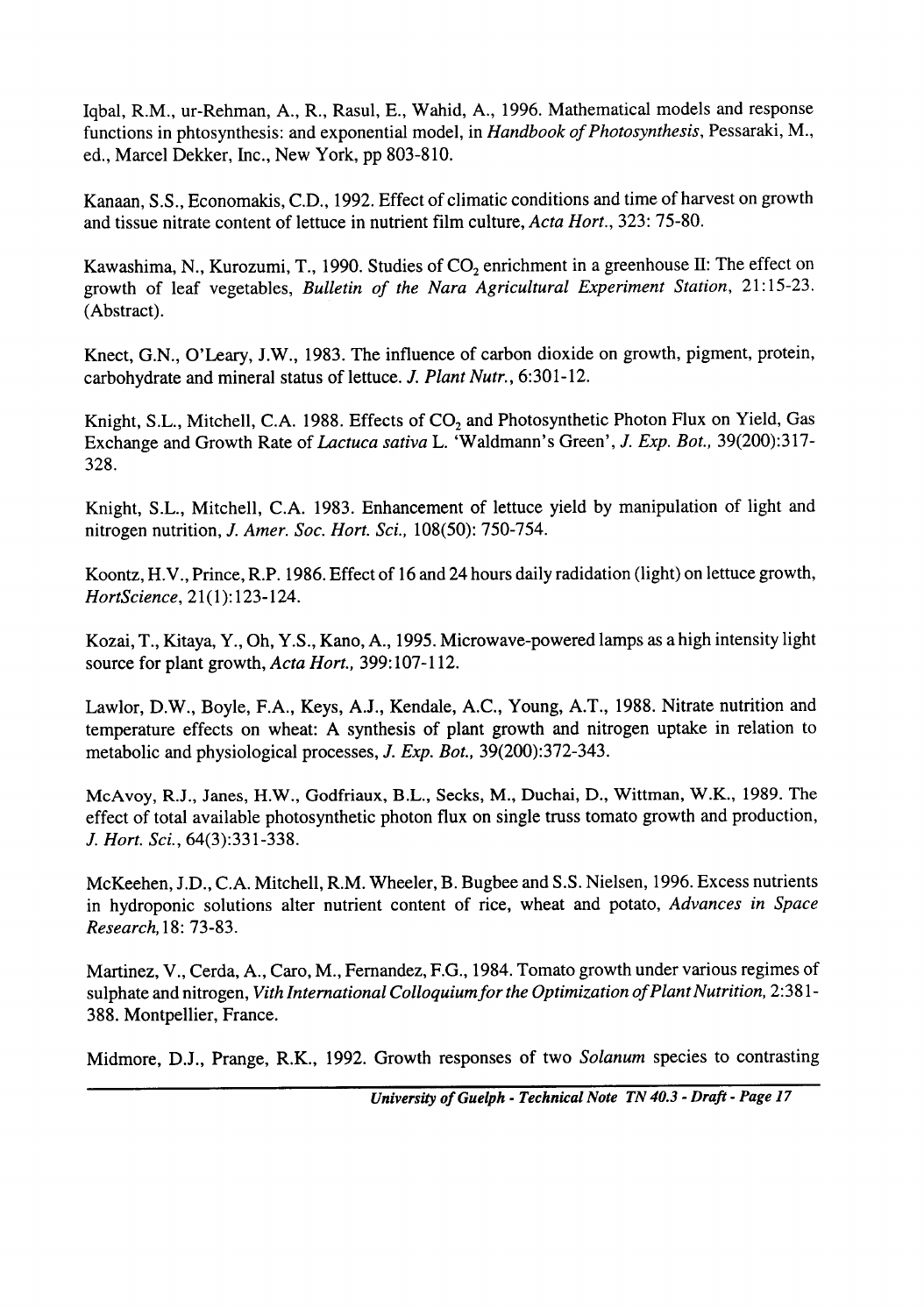Iqbal, R.M., ur-Rehman, A., R., Rasul, E., Wahid, A., 1996. Mathematical models and response functions in phtosynthesis: and exponential model, in *Handbook of Photosynthesis*, Pessaraki, M., ed., Marcel Dekker, Inc., New York, pp 803-810.

Kanaan, S.S., Economakis, C.D., 1992. Effect of climatic conditions and time of harvest on growth and tissue nitrate content of lettuce in nutrient film culture, *Acta Hort.*, 323: 75-80.

Kawashima, N., Kurozumi, T., 1990. Studies of $CO_2$ enrichment in a greenhouse II: The effect on growth of leaf vegetables, *Bulletin of the Nara Agricultural Experiment Station*, 21:15-23. (Abstract).

Knect, G.N., O'Leary, J.W., 1983. The influence of carbon dioxide on growth, pigment, protein, carbohydrate and mineral status of lettuce. *J. Plant Nutr.*, 6:301-12.

Knight, S.L., Mitchell, C.A. 1988. Effects of $CO_2$ and Photosynthetic Photon Flux on Yield, Gas Exchange and Growth Rate of *Lactuca sativa* L. 'Waldmann's Green', *J. Exp. Bot.*, 39(200):317-328.

Knight, S.L., Mitchell, C.A. 1983. Enhancement of lettuce yield by manipulation of light and nitrogen nutrition, *J. Amer. Soc. Hort. Sci.*, 108(50): 750-754.

Koontz, H.V., Prince, R.P. 1986. Effect of 16 and 24 hours daily radidation (light) on lettuce growth, *HortScience*, 21(1):123-124.

Kozai, T., Kitaya, Y., Oh, Y.S., Kano, A., 1995. Microwave-powered lamps as a high intensity light source for plant growth, *Acta Hort.*, 399:107-112.

Lawlor, D.W., Boyle, F.A., Keys, A.J., Kendale, A.C., Young, A.T., 1988. Nitrate nutrition and temperature effects on wheat: A synthesis of plant growth and nitrogen uptake in relation to metabolic and physiological processes, *J. Exp. Bot.*, 39(200):372-343.

McAvoy, R.J., Janes, H.W., Godfriaux, B.L., Secks, M., Duchai, D., Wittman, W.K., 1989. The effect of total available photosynthetic photon flux on single truss tomato growth and production, *J. Hort. Sci.*, 64(3):331-338.

McKeehen, J.D., C.A. Mitchell, R.M. Wheeler, B. Bugbee and S.S. Nielsen, 1996. Excess nutrients in hydroponic solutions alter nutrient content of rice, wheat and potato, *Advances in Space Research*, 18: 73-83.

Martinez, V., Cerda, A., Caro, M., Fernandez, F.G., 1984. Tomato growth under various regimes of sulphate and nitrogen, *Vith International Colloquium for the Optimization of Plant Nutrition*, 2:381-388. Montpellier, France.

Midmore, D.J., Prange, R.K., 1992. Growth responses of two *Solanum* species to contrasting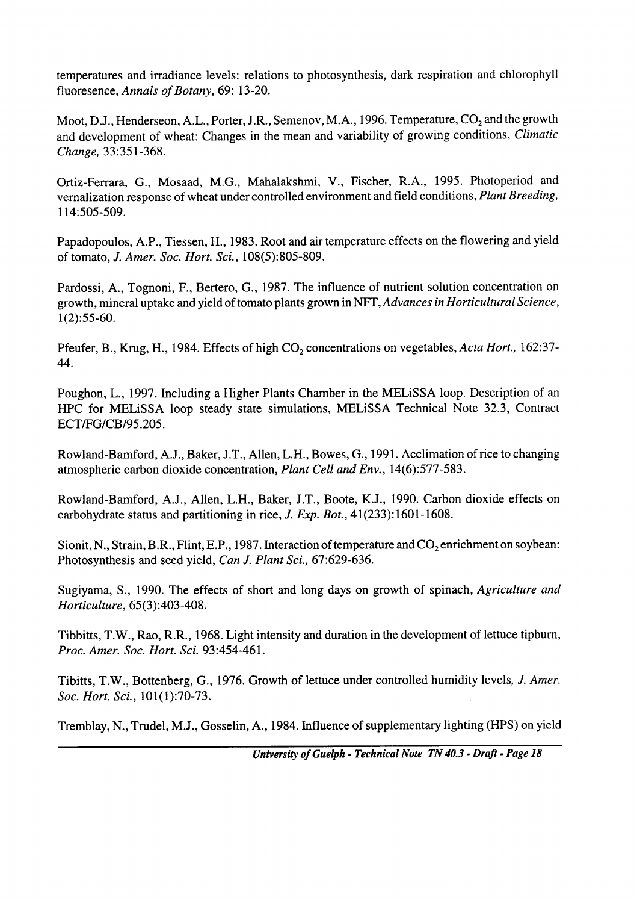temperatures and irradiance levels: relations to photosynthesis, dark respiration and chlorophyll fluoresence, *Annals of Botany*, 69: 13-20.

Moot, D.J., Henderseon, A.L., Porter, J.R., Semenov, M.A., 1996. Temperature, $CO_2$ and the growth and development of wheat: Changes in the mean and variability of growing conditions, *Climatic Change*, 33:351-368.

Ortiz-Ferrara, G., Mosaad, M.G., Mahalakshmi, V., Fischer, R.A., 1995. Photoperiod and vernalization response of wheat under controlled environment and field conditions, *Plant Breeding*, 114:505-509.

Papadopoulos, A.P., Tiessen, H., 1983. Root and air temperature effects on the flowering and yield of tomato, *J. Amer. Soc. Hort. Sci.*, 108(5):805-809.

Pardossi, A., Tognoni, F., Bertero, G., 1987. The influence of nutrient solution concentration on growth, mineral uptake and yield of tomato plants grown in NFT, *Advances in Horticultural Science*, 1(2):55-60.

Pfeufer, B., Krug, H., 1984. Effects of high $CO_2$ concentrations on vegetables, *Acta Hort.*, 162:37-44.

Poughon, L., 1997. Including a Higher Plants Chamber in the MELiSSA loop. Description of an HPC for MELiSSA loop steady state simulations, MELiSSA Technical Note 32.3, Contract ECT/FG/CB/95.205.

Rowland-Bamford, A.J., Baker, J.T., Allen, L.H., Bowes, G., 1991. Acclimation of rice to changing atmospheric carbon dioxide concentration, *Plant Cell and Env.*, 14(6):577-583.

Rowland-Bamford, A.J., Allen, L.H., Baker, J.T., Boote, K.J., 1990. Carbon dioxide effects on carbohydrate status and partitioning in rice, *J. Exp. Bot.*, 41(233):1601-1608.

Sionit, N., Strain, B.R., Flint, E.P., 1987. Interaction of temperature and $CO_2$ enrichment on soybean: Photosynthesis and seed yield, *Can J. Plant Sci.*, 67:629-636.

Sugiyama, S., 1990. The effects of short and long days on growth of spinach, *Agriculture and Horticulture*, 65(3):403-408.

Tibbitts, T.W., Rao, R.R., 1968. Light intensity and duration in the development of lettuce tipburn, *Proc. Amer. Soc. Hort. Sci.* 93:454-461.

Tibitts, T.W., Bottenberg, G., 1976. Growth of lettuce under controlled humidity levels, *J. Amer. Soc. Hort. Sci.*, 101(1):70-73.

Tremblay, N., Trudel, M.J., Gosselin, A., 1984. Influence of supplementary lighting (HPS) on yield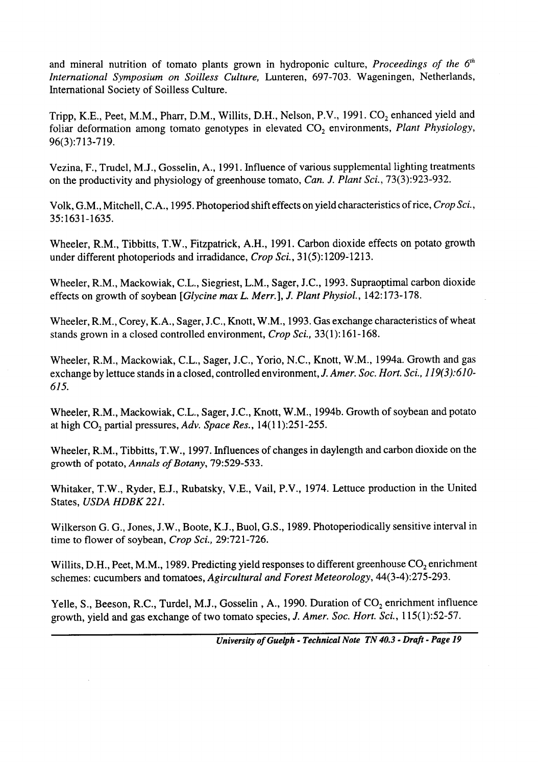and mineral nutrition of tomato plants grown in hydroponic culture, *Proceedings of the 6th International Symposium on Soilless Culture,* Lunteren, 697-703. Wageningen, Netherlands, International Society of Soilless Culture.

Tripp, K.E., Peet, M.M., Pharr, D.M., Willits, D.H., Nelson, P.V., 1991. $CO_2$ enhanced yield and foliar deformation among tomato genotypes in elevated $CO_2$ environments, *Plant Physiology,* 96(3):713-719.

Vezina, F., Trudel, M.J., Gosselin, A., 1991. Influence of various supplemental lighting treatments on the productivity and physiology of greenhouse tomato, *Can. J. Plant Sci.,* 73(3):923-932.

Volk, G.M., Mitchell, C.A., 1995. Photoperiod shift effects on yield characteristics of rice, *Crop Sci.,* 35:1631-1635.

Wheeler, R.M., Tibbitts, T.W., Fitzpatrick, A.H., 1991. Carbon dioxide effects on potato growth under different photoperiods and irradidance, *Crop Sci.,* 31(5):1209-1213.

Wheeler, R.M., Mackowiak, C.L., Siegriest, L.M., Sager, J.C., 1993. Supraoptimal carbon dioxide effects on growth of soybean [*Glycine max L. Merr.*], *J. Plant Physiol.,* 142:173-178.

Wheeler, R.M., Corey, K.A., Sager, J.C., Knott, W.M., 1993. Gas exchange characteristics of wheat stands grown in a closed controlled environment, *Crop Sci.,* 33(1):161-168.

Wheeler, R.M., Mackowiak, C.L., Sager, J.C., Yorio, N.C., Knott, W.M., 1994a. Growth and gas exchange by lettuce stands in a closed, controlled environment, *J. Amer. Soc. Hort. Sci., 119(3):610-615.*

Wheeler, R.M., Mackowiak, C.L., Sager, J.C., Knott, W.M., 1994b. Growth of soybean and potato at high $CO_2$ partial pressures, *Adv. Space Res.,* 14(11):251-255.

Wheeler, R.M., Tibbitts, T.W., 1997. Influences of changes in daylength and carbon dioxide on the growth of potato, *Annals of Botany,* 79:529-533.

Whitaker, T.W., Ryder, E.J., Rubatsky, V.E., Vail, P.V., 1974. Lettuce production in the United States, *USDA HDBK 221.*

Wilkerson G. G., Jones, J.W., Boote, K.J., Buol, G.S., 1989. Photoperiodically sensitive interval in time to flower of soybean, *Crop Sci.,* 29:721-726.

Willits, D.H., Peet, M.M., 1989. Predicting yield responses to different greenhouse $CO_2$ enrichment schemes: cucumbers and tomatoes, *Agircultural and Forest Meteorology,* 44(3-4):275-293.

Yelle, S., Beeson, R.C., Turdel, M.J., Gosselin , A., 1990. Duration of $CO_2$ enrichment influence growth, yield and gas exchange of two tomato species, *J. Amer. Soc. Hort. Sci.,* 115(1):52-57.